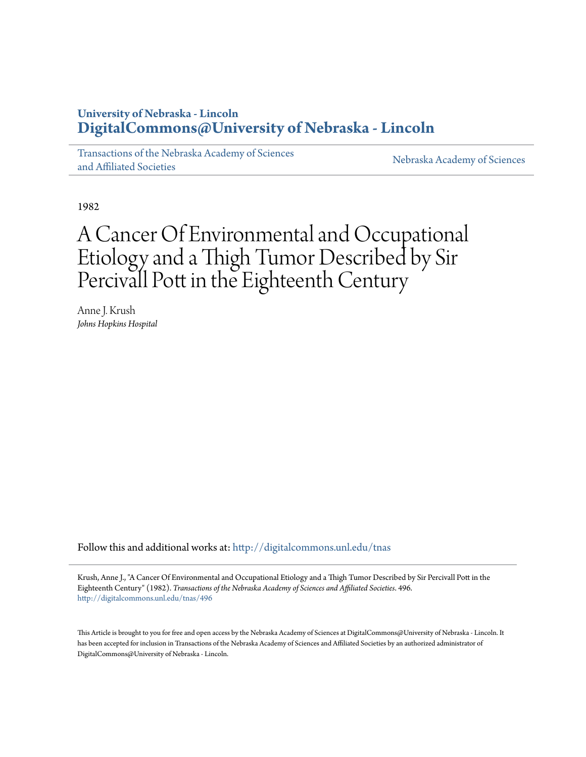**University of Nebraska - Lincoln**
**DigitalCommons@University of Nebraska - Lincoln**

Transactions of the Nebraska Academy of Sciences and Affiliated Societies | Nebraska Academy of Sciences

1982

# A Cancer Of Environmental and Occupational Etiology and a Thigh Tumor Described by Sir Percivall Pott in the Eighteenth Century

Anne J. Krush
*Johns Hopkins Hospital*

Follow this and additional works at: http://digitalcommons.unl.edu/tnas

Krush, Anne J., "A Cancer Of Environmental and Occupational Etiology and a Thigh Tumor Described by Sir Percivall Pott in the Eighteenth Century" (1982). *Transactions of the Nebraska Academy of Sciences and Affiliated Societies*. 496.
http://digitalcommons.unl.edu/tnas/496

This Article is brought to you for free and open access by the Nebraska Academy of Sciences at DigitalCommons@University of Nebraska - Lincoln. It has been accepted for inclusion in Transactions of the Nebraska Academy of Sciences and Affiliated Societies by an authorized administrator of DigitalCommons@University of Nebraska - Lincoln.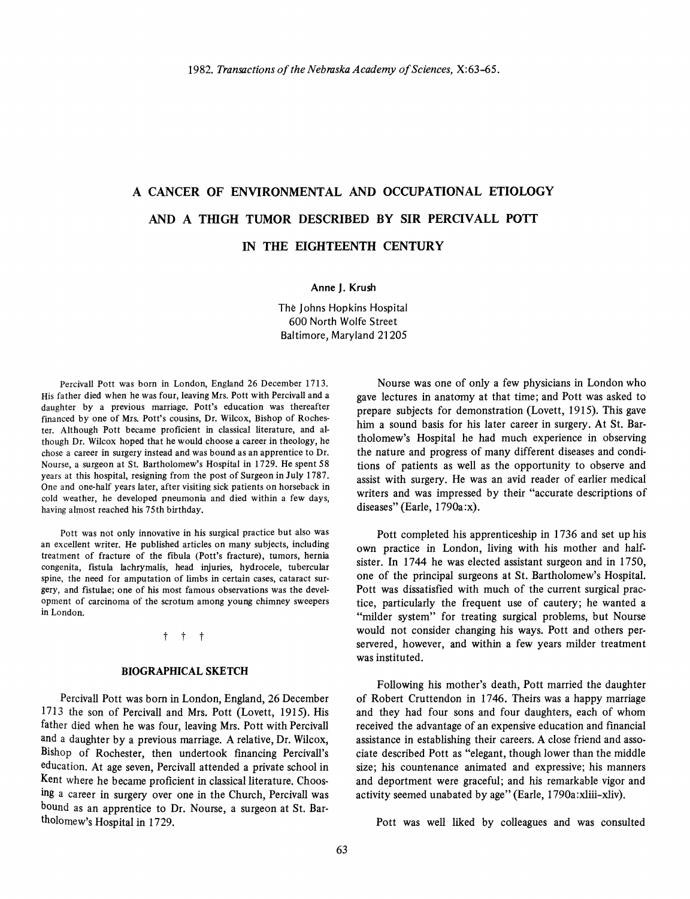# A CANCER OF ENVIRONMENTAL AND OCCUPATIONAL ETIOLOGY AND A THIGH TUMOR DESCRIBED BY SIR PERCIVALL POTT IN THE EIGHTEENTH CENTURY

Anne J. Krush

The Johns Hopkins Hospital
600 North Wolfe Street
Baltimore, Maryland 21205

Percivall Pott was born in London, England 26 December 1713. His father died when he was four, leaving Mrs. Pott with Percivall and a daughter by a previous marriage. Pott's education was thereafter financed by one of Mrs. Pott's cousins, Dr. Wilcox, Bishop of Rochester. Although Pott became proficient in classical literature, and although Dr. Wilcox hoped that he would choose a career in theology, he chose a career in surgery instead and was bound as an apprentice to Dr. Nourse, a surgeon at St. Bartholomew's Hospital in 1729. He spent 58 years at this hospital, resigning from the post of Surgeon in July 1787. One and one-half years later, after visiting sick patients on horseback in cold weather, he developed pneumonia and died within a few days, having almost reached his 75th birthday.

Pott was not only innovative in his surgical practice but also was an excellent writer. He published articles on many subjects, including treatment of fracture of the fibula (Pott's fracture), tumors, hernia congenita, fistula lachrymalis, head injuries, hydrocele, tubercular spine, the need for amputation of limbs in certain cases, cataract surgery, and fistulae; one of his most famous observations was the development of carcinoma of the scrotum among young chimney sweepers in London.

† † †

## BIOGRAPHICAL SKETCH

Percivall Pott was born in London, England, 26 December 1713 the son of Percivall and Mrs. Pott (Lovett, 1915). His father died when he was four, leaving Mrs. Pott with Percivall and a daughter by a previous marriage. A relative, Dr. Wilcox, Bishop of Rochester, then undertook financing Percivall's education. At age seven, Percivall attended a private school in Kent where he became proficient in classical literature. Choosing a career in surgery over one in the Church, Percivall was bound as an apprentice to Dr. Nourse, a surgeon at St. Bartholomew's Hospital in 1729.

Nourse was one of only a few physicians in London who gave lectures in anatomy at that time; and Pott was asked to prepare subjects for demonstration (Lovett, 1915). This gave him a sound basis for his later career in surgery. At St. Bartholomew's Hospital he had much experience in observing the nature and progress of many different diseases and conditions of patients as well as the opportunity to observe and assist with surgery. He was an avid reader of earlier medical writers and was impressed by their "accurate descriptions of diseases" (Earle, 1790a:x).

Pott completed his apprenticeship in 1736 and set up his own practice in London, living with his mother and half-sister. In 1744 he was elected assistant surgeon and in 1750, one of the principal surgeons at St. Bartholomew's Hospital. Pott was dissatisfied with much of the current surgical practice, particularly the frequent use of cautery; he wanted a "milder system" for treating surgical problems, but Nourse would not consider changing his ways. Pott and others perservered, however, and within a few years milder treatment was instituted.

Following his mother's death, Pott married the daughter of Robert Cruttendon in 1746. Theirs was a happy marriage and they had four sons and four daughters, each of whom received the advantage of an expensive education and financial assistance in establishing their careers. A close friend and associate described Pott as "elegant, though lower than the middle size; his countenance animated and expressive; his manners and deportment were graceful; and his remarkable vigor and activity seemed unabated by age" (Earle, 1790a:xliii–xliv).

Pott was well liked by colleagues and was consulted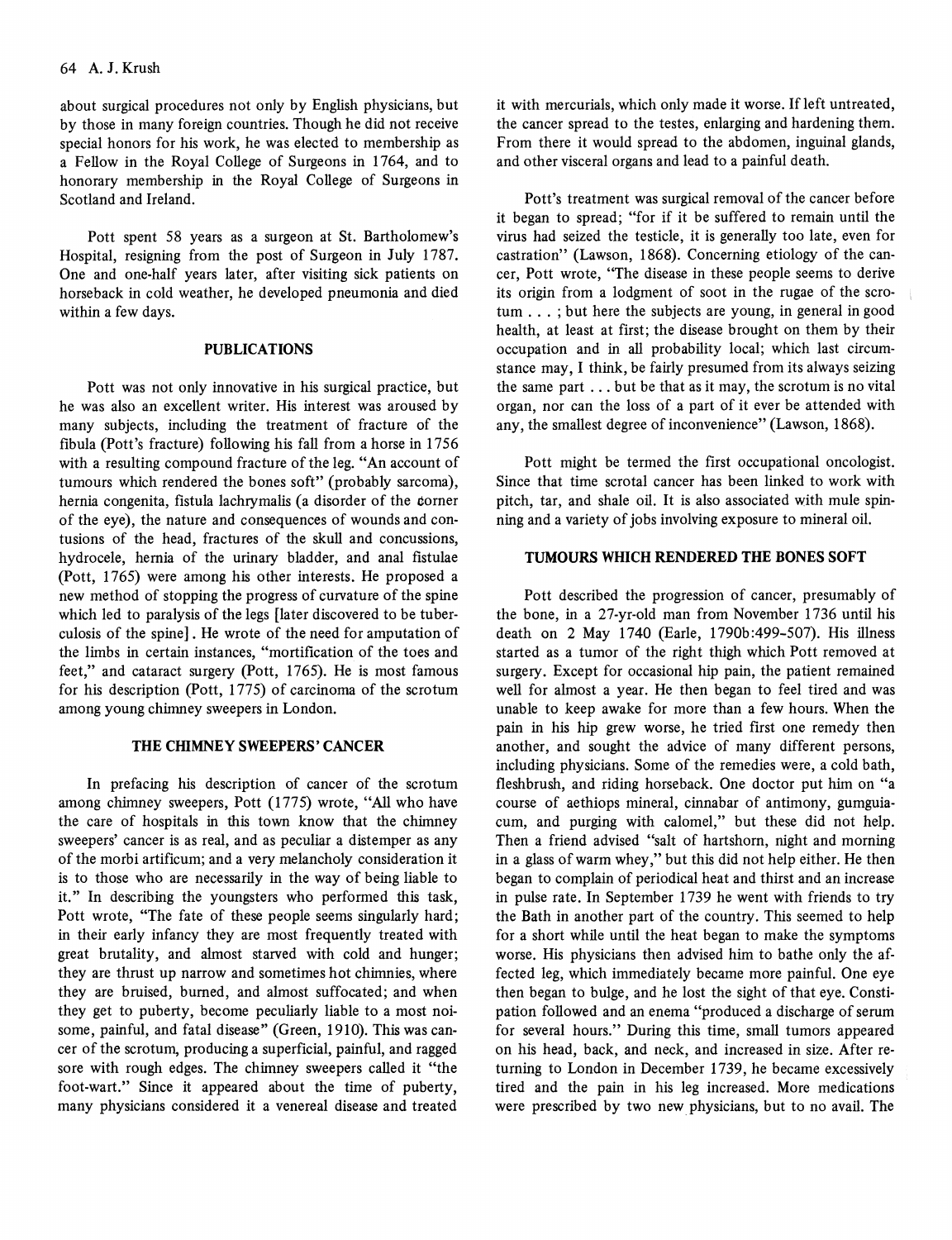about surgical procedures not only by English physicians, but by those in many foreign countries. Though he did not receive special honors for his work, he was elected to membership as a Fellow in the Royal College of Surgeons in 1764, and to honorary membership in the Royal College of Surgeons in Scotland and Ireland.

Pott spent 58 years as a surgeon at St. Bartholomew's Hospital, resigning from the post of Surgeon in July 1787. One and one-half years later, after visiting sick patients on horseback in cold weather, he developed pneumonia and died within a few days.

## PUBLICATIONS

Pott was not only innovative in his surgical practice, but he was also an excellent writer. His interest was aroused by many subjects, including the treatment of fracture of the fibula (Pott's fracture) following his fall from a horse in 1756 with a resulting compound fracture of the leg. "An account of tumours which rendered the bones soft" (probably sarcoma), hernia congenita, fistula lachrymalis (a disorder of the corner of the eye), the nature and consequences of wounds and contusions of the head, fractures of the skull and concussions, hydrocele, hernia of the urinary bladder, and anal fistulae (Pott, 1765) were among his other interests. He proposed a new method of stopping the progress of curvature of the spine which led to paralysis of the legs [later discovered to be tuberculosis of the spine]. He wrote of the need for amputation of the limbs in certain instances, "mortification of the toes and feet," and cataract surgery (Pott, 1765). He is most famous for his description (Pott, 1775) of carcinoma of the scrotum among young chimney sweepers in London.

## THE CHIMNEY SWEEPERS' CANCER

In prefacing his description of cancer of the scrotum among chimney sweepers, Pott (1775) wrote, "All who have the care of hospitals in this town know that the chimney sweepers' cancer is as real, and as peculiar a distemper as any of the morbi artificum; and a very melancholy consideration it is to those who are necessarily in the way of being liable to it." In describing the youngsters who performed this task, Pott wrote, "The fate of these people seems singularly hard; in their early infancy they are most frequently treated with great brutality, and almost starved with cold and hunger; they are thrust up narrow and sometimes hot chimnies, where they are bruised, burned, and almost suffocated; and when they get to puberty, become peculiarly liable to a most noisome, painful, and fatal disease" (Green, 1910). This was cancer of the scrotum, producing a superficial, painful, and ragged sore with rough edges. The chimney sweepers called it "the foot-wart." Since it appeared about the time of puberty, many physicians considered it a venereal disease and treated it with mercurials, which only made it worse. If left untreated, the cancer spread to the testes, enlarging and hardening them. From there it would spread to the abdomen, inguinal glands, and other visceral organs and lead to a painful death.

Pott's treatment was surgical removal of the cancer before it began to spread; "for if it be suffered to remain until the virus had seized the testicle, it is generally too late, even for castration" (Lawson, 1868). Concerning etiology of the cancer, Pott wrote, "The disease in these people seems to derive its origin from a lodgment of soot in the rugae of the scrotum . . . ; but here the subjects are young, in general in good health, at least at first; the disease brought on them by their occupation and in all probability local; which last circumstance may, I think, be fairly presumed from its always seizing the same part . . . but be that as it may, the scrotum is no vital organ, nor can the loss of a part of it ever be attended with any, the smallest degree of inconvenience" (Lawson, 1868).

Pott might be termed the first occupational oncologist. Since that time scrotal cancer has been linked to work with pitch, tar, and shale oil. It is also associated with mule spinning and a variety of jobs involving exposure to mineral oil.

## TUMOURS WHICH RENDERED THE BONES SOFT

Pott described the progression of cancer, presumably of the bone, in a 27-yr-old man from November 1736 until his death on 2 May 1740 (Earle, 1790b:499-507). His illness started as a tumor of the right thigh which Pott removed at surgery. Except for occasional hip pain, the patient remained well for almost a year. He then began to feel tired and was unable to keep awake for more than a few hours. When the pain in his hip grew worse, he tried first one remedy then another, and sought the advice of many different persons, including physicians. Some of the remedies were, a cold bath, fleshbrush, and riding horseback. One doctor put him on "a course of aethiops mineral, cinnabar of antimony, gumguiacum, and purging with calomel," but these did not help. Then a friend advised "salt of hartshorn, night and morning in a glass of warm whey," but this did not help either. He then began to complain of periodical heat and thirst and an increase in pulse rate. In September 1739 he went with friends to try the Bath in another part of the country. This seemed to help for a short while until the heat began to make the symptoms worse. His physicians then advised him to bathe only the affected leg, which immediately became more painful. One eye then began to bulge, and he lost the sight of that eye. Constipation followed and an enema "produced a discharge of serum for several hours." During this time, small tumors appeared on his head, back, and neck, and increased in size. After returning to London in December 1739, he became excessively tired and the pain in his leg increased. More medications were prescribed by two new physicians, but to no avail. The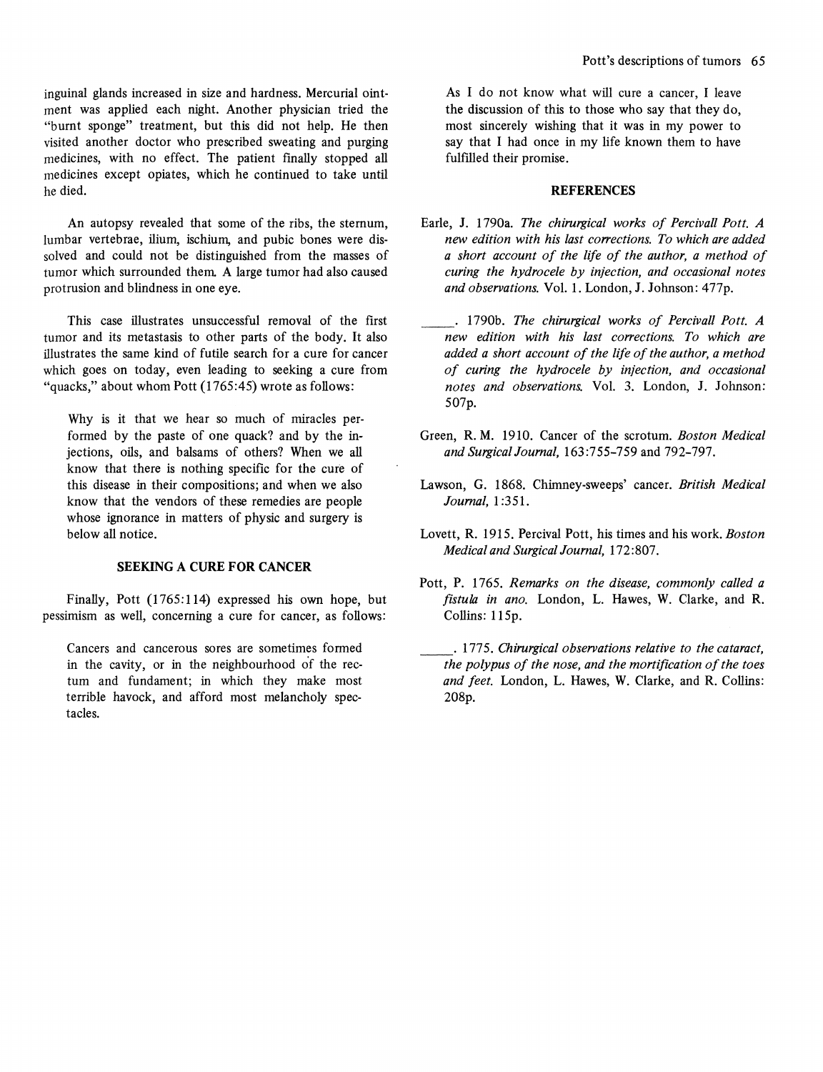inguinal glands increased in size and hardness. Mercurial ointment was applied each night. Another physician tried the "burnt sponge" treatment, but this did not help. He then visited another doctor who prescribed sweating and purging medicines, with no effect. The patient finally stopped all medicines except opiates, which he continued to take until he died.

An autopsy revealed that some of the ribs, the sternum, lumbar vertebrae, ilium, ischium, and pubic bones were dissolved and could not be distinguished from the masses of tumor which surrounded them. A large tumor had also caused protrusion and blindness in one eye.

This case illustrates unsuccessful removal of the first tumor and its metastasis to other parts of the body. It also illustrates the same kind of futile search for a cure for cancer which goes on today, even leading to seeking a cure from "quacks," about whom Pott (1765:45) wrote as follows:

> Why is it that we hear so much of miracles performed by the paste of one quack? and by the injections, oils, and balsams of others? When we all know that there is nothing specific for the cure of this disease in their compositions; and when we also know that the vendors of these remedies are people whose ignorance in matters of physic and surgery is below all notice.

## SEEKING A CURE FOR CANCER

Finally, Pott (1765:114) expressed his own hope, but pessimism as well, concerning a cure for cancer, as follows:

> Cancers and cancerous sores are sometimes formed in the cavity, or in the neighbourhood of the rectum and fundament; in which they make most terrible havock, and afford most melancholy spectacles.
>
> As I do not know what will cure a cancer, I leave the discussion of this to those who say that they do, most sincerely wishing that it was in my power to say that I had once in my life known them to have fulfilled their promise.

## REFERENCES

Earle, J. 1790a. *The chirurgical works of Percivall Pott. A new edition with his last corrections. To which are added a short account of the life of the author, a method of curing the hydrocele by injection, and occasional notes and observations.* Vol. 1. London, J. Johnson: 477p.

\_\_\_\_\_. 1790b. *The chirurgical works of Percivall Pott. A new edition with his last corrections. To which are added a short account of the life of the author, a method of curing the hydrocele by injection, and occasional notes and observations.* Vol. 3. London, J. Johnson: 507p.

Green, R. M. 1910. Cancer of the scrotum. *Boston Medical and Surgical Journal,* 163:755–759 and 792–797.

Lawson, G. 1868. Chimney-sweeps' cancer. *British Medical Journal,* 1:351.

Lovett, R. 1915. Percival Pott, his times and his work. *Boston Medical and Surgical Journal,* 172:807.

Pott, P. 1765. *Remarks on the disease, commonly called a fistula in ano.* London, L. Hawes, W. Clarke, and R. Collins: 115p.

\_\_\_\_\_. 1775. *Chirurgical observations relative to the cataract, the polypus of the nose, and the mortification of the toes and feet.* London, L. Hawes, W. Clarke, and R. Collins: 208p.